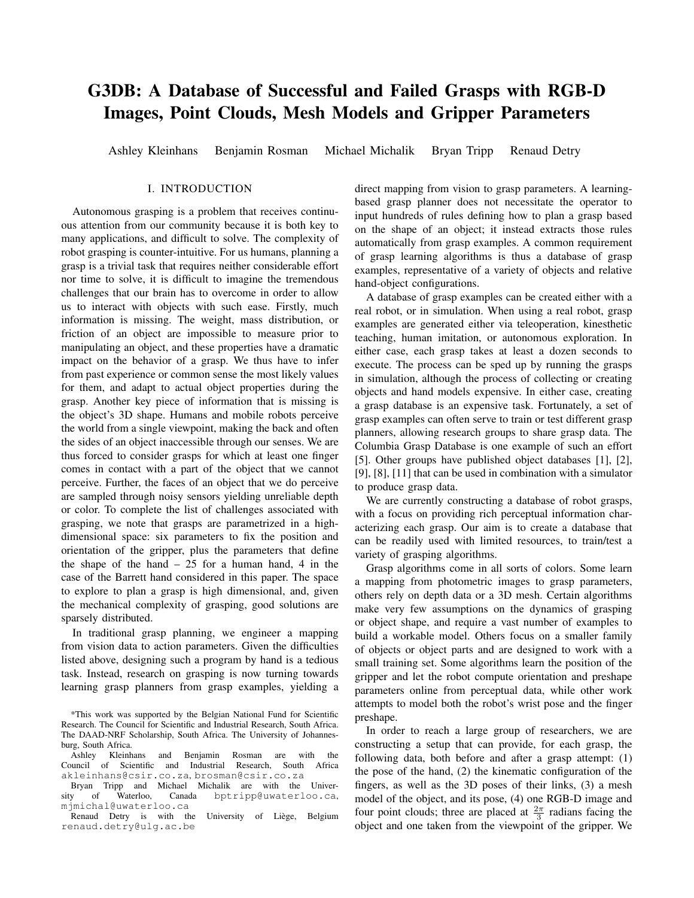# G3DB: A Database of Successful and Failed Grasps with RGB-D Images, Point Clouds, Mesh Models and Gripper Parameters

Ashley Kleinhans  Benjamin Rosman  Michael Michalik  Bryan Tripp  Renaud Detry

## I. INTRODUCTION

Autonomous grasping is a problem that receives continuous attention from our community because it is both key to many applications, and difficult to solve. The complexity of robot grasping is counter-intuitive. For us humans, planning a grasp is a trivial task that requires neither considerable effort nor time to solve, it is difficult to imagine the tremendous challenges that our brain has to overcome in order to allow us to interact with objects with such ease. Firstly, much information is missing. The weight, mass distribution, or friction of an object are impossible to measure prior to manipulating an object, and these properties have a dramatic impact on the behavior of a grasp. We thus have to infer from past experience or common sense the most likely values for them, and adapt to actual object properties during the grasp. Another key piece of information that is missing is the object's 3D shape. Humans and mobile robots perceive the world from a single viewpoint, making the back and often the sides of an object inaccessible through our senses. We are thus forced to consider grasps for which at least one finger comes in contact with a part of the object that we cannot perceive. Further, the faces of an object that we do perceive are sampled through noisy sensors yielding unreliable depth or color. To complete the list of challenges associated with grasping, we note that grasps are parametrized in a high-dimensional space: six parameters to fix the position and orientation of the gripper, plus the parameters that define the shape of the hand – 25 for a human hand, 4 in the case of the Barrett hand considered in this paper. The space to explore to plan a grasp is high dimensional, and, given the mechanical complexity of grasping, good solutions are sparsely distributed.

In traditional grasp planning, we engineer a mapping from vision data to action parameters. Given the difficulties listed above, designing such a program by hand is a tedious task. Instead, research on grasping is now turning towards learning grasp planners from grasp examples, yielding a direct mapping from vision to grasp parameters. A learning-based grasp planner does not necessitate the operator to input hundreds of rules defining how to plan a grasp based on the shape of an object; it instead extracts those rules automatically from grasp examples. A common requirement of grasp learning algorithms is thus a database of grasp examples, representative of a variety of objects and relative hand-object configurations.

A database of grasp examples can be created either with a real robot, or in simulation. When using a real robot, grasp examples are generated either via teleoperation, kinesthetic teaching, human imitation, or autonomous exploration. In either case, each grasp takes at least a dozen seconds to execute. The process can be sped up by running the grasps in simulation, although the process of collecting or creating objects and hand models expensive. In either case, creating a grasp database is an expensive task. Fortunately, a set of grasp examples can often serve to train or test different grasp planners, allowing research groups to share grasp data. The Columbia Grasp Database is one example of such an effort [5]. Other groups have published object databases [1], [2], [9], [8], [11] that can be used in combination with a simulator to produce grasp data.

We are currently constructing a database of robot grasps, with a focus on providing rich perceptual information characterizing each grasp. Our aim is to create a database that can be readily used with limited resources, to train/test a variety of grasping algorithms.

Grasp algorithms come in all sorts of colors. Some learn a mapping from photometric images to grasp parameters, others rely on depth data or a 3D mesh. Certain algorithms make very few assumptions on the dynamics of grasping or object shape, and require a vast number of examples to build a workable model. Others focus on a smaller family of objects or object parts and are designed to work with a small training set. Some algorithms learn the position of the gripper and let the robot compute orientation and preshape parameters online from perceptual data, while other work attempts to model both the robot's wrist pose and the finger preshape.

In order to reach a large group of researchers, we are constructing a setup that can provide, for each grasp, the following data, both before and after a grasp attempt: (1) the pose of the hand, (2) the kinematic configuration of the fingers, as well as the 3D poses of their links, (3) a mesh model of the object, and its pose, (4) one RGB-D image and four point clouds; three are placed at $\frac{2\pi}{3}$ radians facing the object and one taken from the viewpoint of the gripper. We

*This work was supported by the Belgian National Fund for Scientific Research. The Council for Scientific and Industrial Research, South Africa. The DAAD-NRF Scholarship, South Africa. The University of Johannesburg, South Africa.

Ashley Kleinhans and Benjamin Rosman are with the Council of Scientific and Industrial Research, South Africa akleinhans@csir.co.za, brosman@csir.co.za

Bryan Tripp and Michael Michalik are with the University of Waterloo, Canada bptripp@uwaterloo.ca, mjmichal@uwaterloo.ca

Renaud Detry is with the University of Liège, Belgium renaud.detry@ulg.ac.be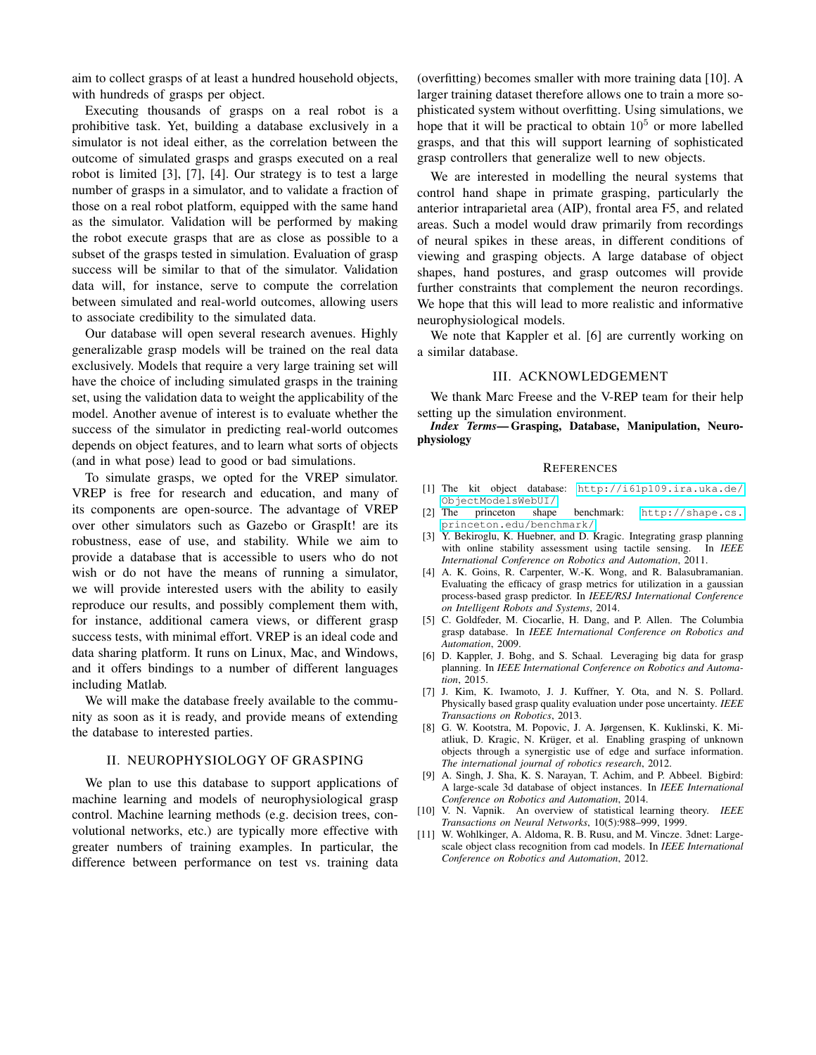aim to collect grasps of at least a hundred household objects, with hundreds of grasps per object.

Executing thousands of grasps on a real robot is a prohibitive task. Yet, building a database exclusively in a simulator is not ideal either, as the correlation between the outcome of simulated grasps and grasps executed on a real robot is limited [3], [7], [4]. Our strategy is to test a large number of grasps in a simulator, and to validate a fraction of those on a real robot platform, equipped with the same hand as the simulator. Validation will be performed by making the robot execute grasps that are as close as possible to a subset of the grasps tested in simulation. Evaluation of grasp success will be similar to that of the simulator. Validation data will, for instance, serve to compute the correlation between simulated and real-world outcomes, allowing users to associate credibility to the simulated data.

Our database will open several research avenues. Highly generalizable grasp models will be trained on the real data exclusively. Models that require a very large training set will have the choice of including simulated grasps in the training set, using the validation data to weight the applicability of the model. Another avenue of interest is to evaluate whether the success of the simulator in predicting real-world outcomes depends on object features, and to learn what sorts of objects (and in what pose) lead to good or bad simulations.

To simulate grasps, we opted for the VREP simulator. VREP is free for research and education, and many of its components are open-source. The advantage of VREP over other simulators such as Gazebo or GraspIt! are its robustness, ease of use, and stability. While we aim to provide a database that is accessible to users who do not wish or do not have the means of running a simulator, we will provide interested users with the ability to easily reproduce our results, and possibly complement them with, for instance, additional camera views, or different grasp success tests, with minimal effort. VREP is an ideal code and data sharing platform. It runs on Linux, Mac, and Windows, and it offers bindings to a number of different languages including Matlab.

We will make the database freely available to the community as soon as it is ready, and provide means of extending the database to interested parties.

## II. Neurophysiology of Grasping

We plan to use this database to support applications of machine learning and models of neurophysiological grasp control. Machine learning methods (e.g. decision trees, convolutional networks, etc.) are typically more effective with greater numbers of training examples. In particular, the difference between performance on test vs. training data (overfitting) becomes smaller with more training data [10]. A larger training dataset therefore allows one to train a more sophisticated system without overfitting. Using simulations, we hope that it will be practical to obtain $10^5$ or more labelled grasps, and that this will support learning of sophisticated grasp controllers that generalize well to new objects.

We are interested in modelling the neural systems that control hand shape in primate grasping, particularly the anterior intraparietal area (AIP), frontal area F5, and related areas. Such a model would draw primarily from recordings of neural spikes in these areas, in different conditions of viewing and grasping objects. A large database of object shapes, hand postures, and grasp outcomes will provide further constraints that complement the neuron recordings. We hope that this will lead to more realistic and informative neurophysiological models.

We note that Kappler et al. [6] are currently working on a similar database.

## III. Acknowledgement

We thank Marc Freese and the V-REP team for their help setting up the simulation environment.

***Index Terms*— Grasping, Database, Manipulation, Neurophysiology**

## References

[1] The kit object database: http://i61p109.ira.uka.de/ObjectModelsWebUI/

[2] The princeton shape benchmark: http://shape.cs.princeton.edu/benchmark/

[3] Y. Bekiroglu, K. Huebner, and D. Kragic. Integrating grasp planning with online stability assessment using tactile sensing. In *IEEE International Conference on Robotics and Automation*, 2011.

[4] A. K. Goins, R. Carpenter, W.-K. Wong, and R. Balasubramanian. Evaluating the efficacy of grasp metrics for utilization in a gaussian process-based grasp predictor. In *IEEE/RSJ International Conference on Intelligent Robots and Systems*, 2014.

[5] C. Goldfeder, M. Ciocarlie, H. Dang, and P. Allen. The Columbia grasp database. In *IEEE International Conference on Robotics and Automation*, 2009.

[6] D. Kappler, J. Bohg, and S. Schaal. Leveraging big data for grasp planning. In *IEEE International Conference on Robotics and Automation*, 2015.

[7] J. Kim, K. Iwamoto, J. J. Kuffner, Y. Ota, and N. S. Pollard. Physically based grasp quality evaluation under pose uncertainty. *IEEE Transactions on Robotics*, 2013.

[8] G. W. Kootstra, M. Popovic, J. A. Jørgensen, K. Kuklinski, K. Miatliuk, D. Kragic, N. Krüger, et al. Enabling grasping of unknown objects through a synergistic use of edge and surface information. *The international journal of robotics research*, 2012.

[9] A. Singh, J. Sha, K. S. Narayan, T. Achim, and P. Abbeel. Bigbird: A large-scale 3d database of object instances. In *IEEE International Conference on Robotics and Automation*, 2014.

[10] V. N. Vapnik. An overview of statistical learning theory. *IEEE Transactions on Neural Networks*, 10(5):988–999, 1999.

[11] W. Wohlkinger, A. Aldoma, R. B. Rusu, and M. Vincze. 3dnet: Large-scale object class recognition from cad models. In *IEEE International Conference on Robotics and Automation*, 2012.